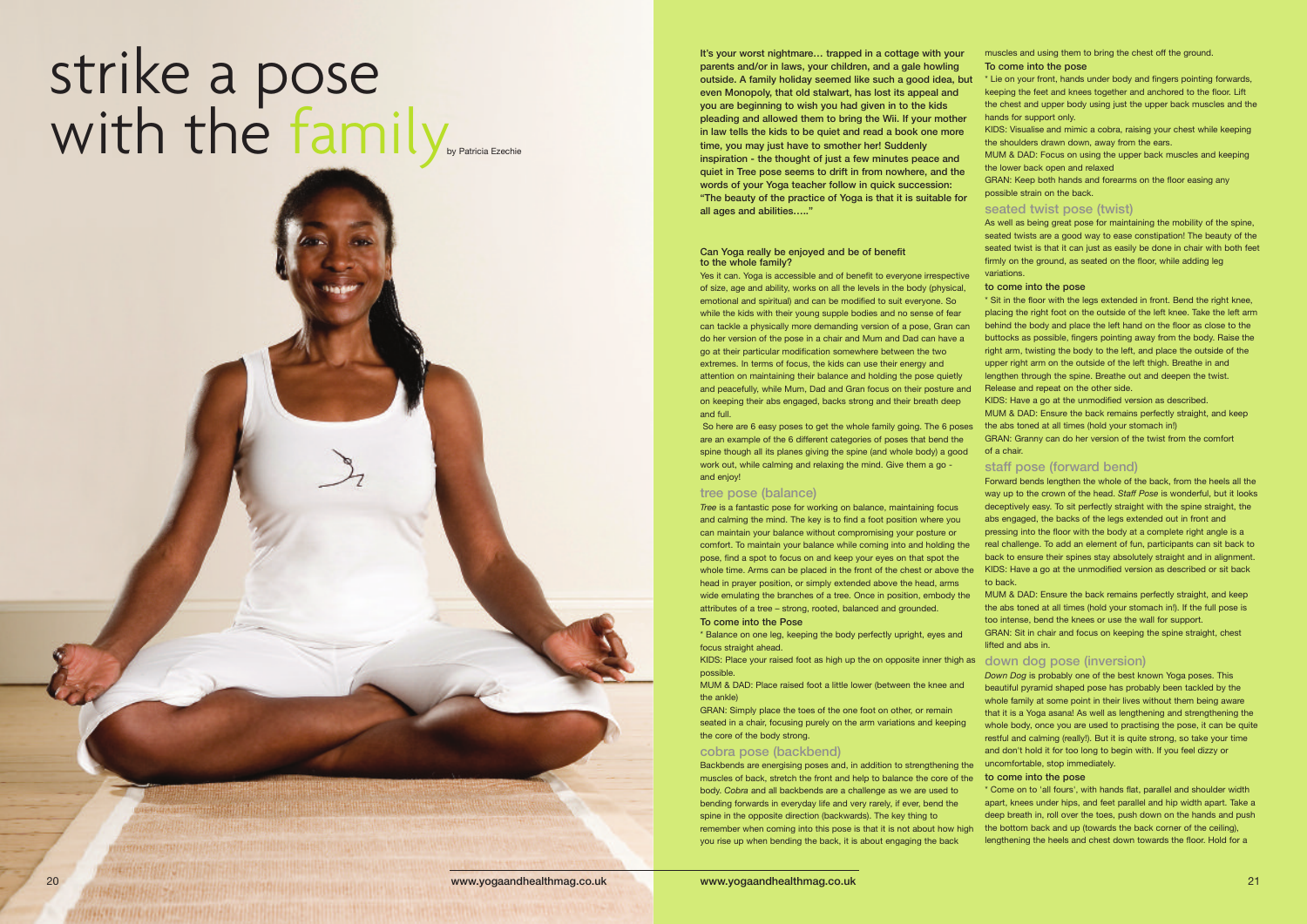# strike a pose with the family

by Patricia Ezechie

**It's your worst nightmare… trapped in a cottage with your parents and/or in laws, your children, and a gale howling outside. A family holiday seemed like such a good idea, but even Monopoly, that old stalwart, has lost its appeal and you are beginning to wish you had given in to the kids pleading and allowed them to bring the Wii. If your mother in law tells the kids to be quiet and read a book one more time, you may just have to smother her! Suddenly inspiration - the thought of just a few minutes peace and quiet in Tree pose seems to drift in from nowhere, and the words of your Yoga teacher follow in quick succession: "The beauty of the practice of Yoga is that it is suitable for all ages and abilities….."**

**Can Yoga really be enjoyed and be of benefit to the whole family?**

Yes it can. Yoga is accessible and of benefit to everyone irrespective of size, age and ability, works on all the levels in the body (physical, emotional and spiritual) and can be modified to suit everyone. So while the kids with their young supple bodies and no sense of fear can tackle a physically more demanding version of a pose, Gran can do her version of the pose in a chair and Mum and Dad can have a go at their particular modification somewhere between the two extremes. In terms of focus, the kids can use their energy and attention on maintaining their balance and holding the pose quietly and peacefully, while Mum, Dad and Gran focus on their posture and on keeping their abs engaged, backs strong and their breath deep and full.

So here are 6 easy poses to get the whole family going. The 6 poses are an example of the 6 different categories of poses that bend the spine though all its planes giving the spine (and whole body) a good work out, while calming and relaxing the mind. Give them a go - and enjoy!

## tree pose (balance)

*Tree* is a fantastic pose for working on balance, maintaining focus and calming the mind. The key is to find a foot position where you can maintain your balance without compromising your posture or comfort. To maintain your balance while coming into and holding the pose, find a spot to focus on and keep your eyes on that spot the whole time. Arms can be placed in the front of the chest or above the head in prayer position, or simply extended above the head, arms wide emulating the branches of a tree. Once in position, embody the attributes of a tree – strong, rooted, balanced and grounded.

**To come into the Pose**

* Balance on one leg, keeping the body perfectly upright, eyes and focus straight ahead.

KIDS: Place your raised foot as high up the on opposite inner thigh as possible.

MUM & DAD: Place raised foot a little lower (between the knee and the ankle)

GRAN: Simply place the toes of the one foot on other, or remain seated in a chair, focusing purely on the arm variations and keeping the core of the body strong.

## cobra pose (backbend)

Backbends are energising poses and, in addition to strengthening the muscles of back, stretch the front and help to balance the core of the body. *Cobra* and all backbends are a challenge as we are used to bending forwards in everyday life and very rarely, if ever, bend the spine in the opposite direction (backwards). The key thing to remember when coming into this pose is that it is not about how high you rise up when bending the back, it is about engaging the back muscles and using them to bring the chest off the ground.

**To come into the pose**

* Lie on your front, hands under body and fingers pointing forwards, keeping the feet and knees together and anchored to the floor. Lift the chest and upper body using just the upper back muscles and the hands for support only.

KIDS: Visualise and mimic a cobra, raising your chest while keeping the shoulders drawn down, away from the ears.

MUM & DAD: Focus on using the upper back muscles and keeping the lower back open and relaxed

GRAN: Keep both hands and forearms on the floor easing any possible strain on the back.

## seated twist pose (twist)

As well as being great pose for maintaining the mobility of the spine, seated twists are a good way to ease constipation! The beauty of the seated twist is that it can just as easily be done in chair with both feet firmly on the ground, as seated on the floor, while adding leg variations.

**to come into the pose**

* Sit in the floor with the legs extended in front. Bend the right knee, placing the right foot on the outside of the left knee. Take the left arm behind the body and place the left hand on the floor as close to the buttocks as possible, fingers pointing away from the body. Raise the right arm, twisting the body to the left, and place the outside of the upper right arm on the outside of the left thigh. Breathe in and lengthen through the spine. Breathe out and deepen the twist. Release and repeat on the other side.

KIDS: Have a go at the unmodified version as described.

MUM & DAD: Ensure the back remains perfectly straight, and keep the abs toned at all times (hold your stomach in!)

GRAN: Granny can do her version of the twist from the comfort of a chair.

## staff pose (forward bend)

Forward bends lengthen the whole of the back, from the heels all the way up to the crown of the head. *Staff Pose* is wonderful, but it looks deceptively easy. To sit perfectly straight with the spine straight, the abs engaged, the backs of the legs extended out in front and pressing into the floor with the body at a complete right angle is a real challenge. To add an element of fun, participants can sit back to back to ensure their spines stay absolutely straight and in alignment.

KIDS: Have a go at the unmodified version as described or sit back to back.

MUM & DAD: Ensure the back remains perfectly straight, and keep the abs toned at all times (hold your stomach in!). If the full pose is too intense, bend the knees or use the wall for support.

GRAN: Sit in chair and focus on keeping the spine straight, chest lifted and abs in.

## down dog pose (inversion)

*Down Dog* is probably one of the best known Yoga poses. This beautiful pyramid shaped pose has probably been tackled by the whole family at some point in their lives without them being aware that it is a Yoga asana! As well as lengthening and strengthening the whole body, once you are used to practising the pose, it can be quite restful and calming (really!). But it is quite strong, so take your time and don't hold it for too long to begin with. If you feel dizzy or uncomfortable, stop immediately.

**to come into the pose**

* Come on to 'all fours', with hands flat, parallel and shoulder width apart, knees under hips, and feet parallel and hip width apart. Take a deep breath in, roll over the toes, push down on the hands and push the bottom back and up (towards the back corner of the ceiling), lengthening the heels and chest down towards the floor. Hold for a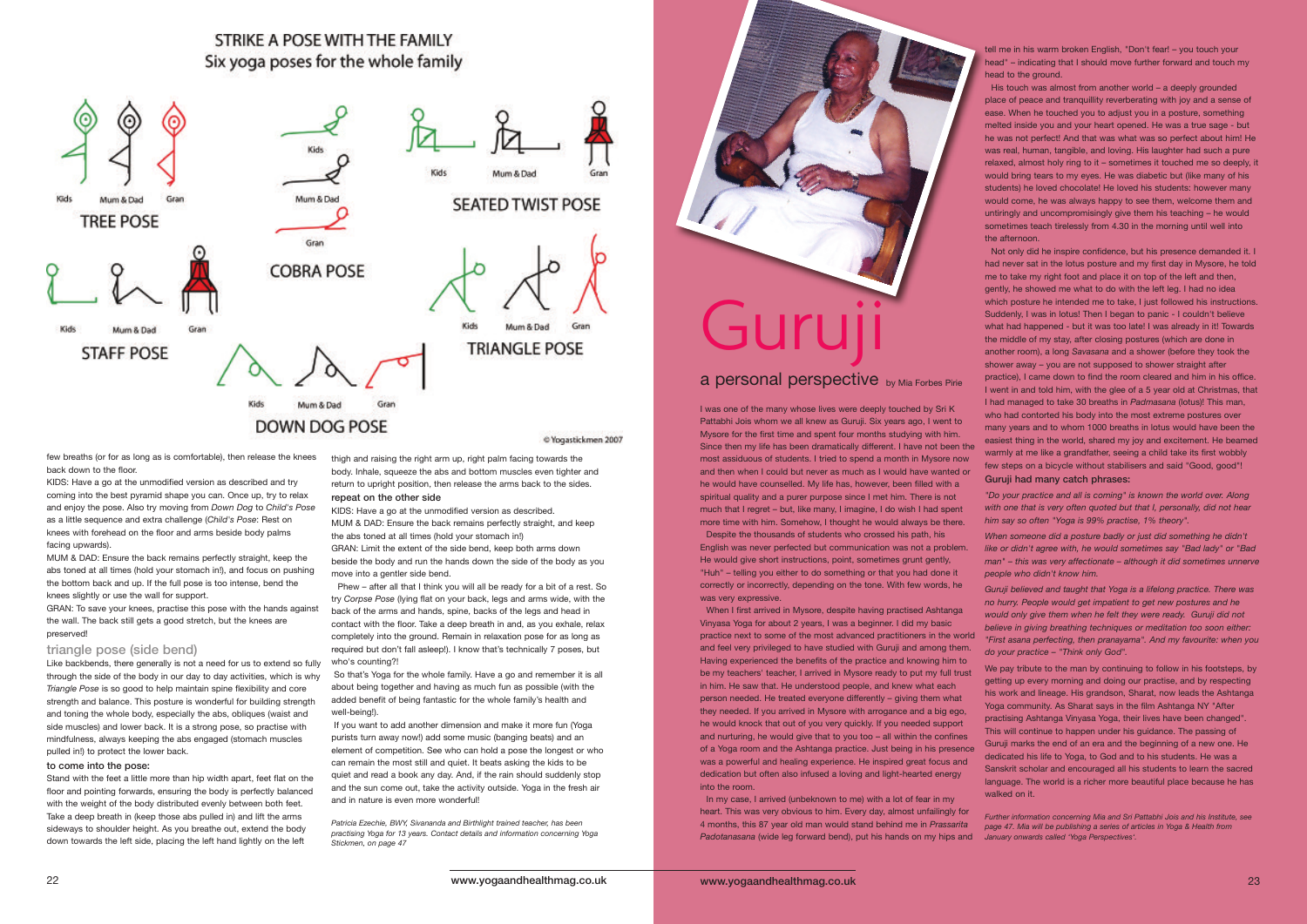# STRIKE A POSE WITH THE FAMILY

## Six yoga poses for the whole family

Kids Mum & Dad Gran

TREE POSE

Kids

Mum & Dad

Gran

COBRA POSE

Kids Mum & Dad Gran

SEATED TWIST POSE

Kids Mum & Dad Gran

STAFF POSE

Kids Mum & Dad Gran

TRIANGLE POSE

Kids Mum & Dad Gran

DOWN DOG POSE

© Yogastickmen 2007

few breaths (or for as long as is comfortable), then release the knees back down to the floor.

KIDS: Have a go at the unmodified version as described and try coming into the best pyramid shape you can. Once up, try to relax and enjoy the pose. Also try moving from *Down Dog* to *Child's Pose* as a little sequence and extra challenge (*Child's Pose*: Rest on knees with forehead on the floor and arms beside body palms facing upwards).

MUM & DAD: Ensure the back remains perfectly straight, keep the abs toned at all times (hold your stomach in!), and focus on pushing the bottom back and up. If the full pose is too intense, bend the knees slightly or use the wall for support.

GRAN: To save your knees, practise this pose with the hands against the wall. The back still gets a good stretch, but the knees are preserved!

### triangle pose (side bend)

Like backbends, there generally is not a need for us to extend so fully through the side of the body in our day to day activities, which is why *Triangle Pose* is so good to help maintain spine flexibility and core strength and balance. This posture is wonderful for building strength and toning the whole body, especially the abs, obliques (waist and side muscles) and lower back. It is a strong pose, so practise with mindfulness, always keeping the abs engaged (stomach muscles pulled in!) to protect the lower back.

**to come into the pose:**

Stand with the feet a little more than hip width apart, feet flat on the floor and pointing forwards, ensuring the body is perfectly balanced with the weight of the body distributed evenly between both feet. Take a deep breath in (keep those abs pulled in) and lift the arms sideways to shoulder height. As you breathe out, extend the body down towards the left side, placing the left hand lightly on the left thigh and raising the right arm up, right palm facing towards the body. Inhale, squeeze the abs and bottom muscles even tighter and return to upright position, then release the arms back to the sides.

**repeat on the other side**

KIDS: Have a go at the unmodified version as described.

MUM & DAD: Ensure the back remains perfectly straight, and keep the abs toned at all times (hold your stomach in!)

GRAN: Limit the extent of the side bend, keep both arms down beside the body and run the hands down the side of the body as you move into a gentler side bend.

Phew – after all that I think you will all be ready for a bit of a rest. So try *Corpse Pose* (lying flat on your back, legs and arms wide, with the back of the arms and hands, spine, backs of the legs and head in contact with the floor. Take a deep breath in and, as you exhale, relax completely into the ground. Remain in relaxation pose for as long as required but don't fall asleep!). I know that's technically 7 poses, but who's counting?!

So that's Yoga for the whole family. Have a go and remember it is all about being together and having as much fun as possible (with the added benefit of being fantastic for the whole family's health and well-being!).

If you want to add another dimension and make it more fun (Yoga purists turn away now!) add some music (banging beats) and an element of competition. See who can hold a pose the longest or who can remain the most still and quiet. It beats asking the kids to be quiet and read a book any day. And, if the rain should suddenly stop and the sun come out, take the activity outside. Yoga in the fresh air and in nature is even more wonderful!

*Patricia Ezechie, BWY, Sivananda and Birthlight trained teacher, has been practising Yoga for 13 years. Contact details and information concerning Yoga Stickmen, on page 47*

# Guruji

## a personal perspective by Mia Forbes Pirie

I was one of the many whose lives were deeply touched by Sri K Pattabhi Jois whom we all knew as Guruji. Six years ago, I went to Mysore for the first time and spent four months studying with him. Since then my life has been dramatically different. I have not been the most assiduous of students. I tried to spend a month in Mysore now and then when I could but never as much as I would have wanted or he would have counselled. My life has, however, been filled with a spiritual quality and a purer purpose since I met him. There is not much that I regret – but, like many, I imagine, I do wish I had spent more time with him. Somehow, I thought he would always be there.

Despite the thousands of students who crossed his path, his English was never perfected but communication was not a problem. He would give short instructions, point, sometimes grunt gently, "Huh" – telling you either to do something or that you had done it correctly or incorrectly, depending on the tone. With few words, he was very expressive.

When I first arrived in Mysore, despite having practised Ashtanga Vinyasa Yoga for about 2 years, I was a beginner. I did my basic practice next to some of the most advanced practitioners in the world and feel very privileged to have studied with Guruji and among them. Having experienced the benefits of the practice and knowing him to be my teachers' teacher, I arrived in Mysore ready to put my full trust in him. He saw that. He understood people, and knew what each person needed. He treated everyone differently – giving them what they needed. If you arrived in Mysore with arrogance and a big ego, he would knock that out of you very quickly. If you needed support and nurturing, he would give that to you too – all within the confines of a Yoga room and the Ashtanga practice. Just being in his presence was a powerful and healing experience. He inspired great focus and dedication but often also infused a loving and light-hearted energy into the room.

In my case, I arrived (unbeknown to me) with a lot of fear in my heart. This was very obvious to him. Every day, almost unfailingly for 4 months, this 87 year old man would stand behind me in *Prassarita Padotanasana* (wide leg forward bend), put his hands on my hips and tell me in his warm broken English, "Don't fear! – you touch your head" – indicating that I should move further forward and touch my head to the ground.

His touch was almost from another world – a deeply grounded place of peace and tranquillity reverberating with joy and a sense of ease. When he touched you to adjust you in a posture, something melted inside you and your heart opened. He was a true sage - but he was not perfect! And that was what was so perfect about him! He was real, human, tangible, and loving. His laughter had such a pure relaxed, almost holy ring to it – sometimes it touched me so deeply, it would bring tears to my eyes. He was diabetic but (like many of his students) he loved chocolate! He loved his students: however many would come, he was always happy to see them, welcome them and untiringly and uncompromisingly give them his teaching – he would sometimes teach tirelessly from 4.30 in the morning until well into the afternoon.

Not only did he inspire confidence, but his presence demanded it. I had never sat in the lotus posture and my first day in Mysore, he told me to take my right foot and place it on top of the left and then, gently, he showed me what to do with the left leg. I had no idea which posture he intended me to take, I just followed his instructions. Suddenly, I was in lotus! Then I began to panic - I couldn't believe what had happened - but it was too late! I was already in it! Towards the middle of my stay, after closing postures (which are done in another room), a long *Savasana* and a shower (before they took the shower away – you are not supposed to shower straight after practice), I came down to find the room cleared and him in his office. I went in and told him, with the glee of a 5 year old at Christmas, that I had managed to take 30 breaths in *Padmasana* (lotus)! This man, who had contorted his body into the most extreme postures over many years and to whom 1000 breaths in lotus would have been the easiest thing in the world, shared my joy and excitement. He beamed warmly at me like a grandfather, seeing a child take its first wobbly few steps on a bicycle without stabilisers and said "Good, good"!

### Guruji had many catch phrases:

*"Do your practice and all is coming" is known the world over. Along with one that is very often quoted but that I, personally, did not hear him say so often "Yoga is 99% practise, 1% theory".*

*When someone did a posture badly or just did something he didn't like or didn't agree with, he would sometimes say "Bad lady" or "Bad man" – this was very affectionate – although it did sometimes unnerve people who didn't know him.*

*Guruji believed and taught that Yoga is a lifelong practice. There was no hurry. People would get impatient to get new postures and he would only give them when he felt they were ready. Guruji did not believe in giving breathing techniques or meditation too soon either: "First asana perfecting, then pranayama". And my favourite: when you do your practice – "Think only God".*

We pay tribute to the man by continuing to follow in his footsteps, by getting up every morning and doing our practise, and by respecting his work and lineage. His grandson, Sharat, now leads the Ashtanga Yoga community. As Sharat says in the film Ashtanga NY "After practising Ashtanga Vinyasa Yoga, their lives have been changed". This will continue to happen under his guidance. The passing of Guruji marks the end of an era and the beginning of a new one. He dedicated his life to Yoga, to God and to his students. He was a Sanskrit scholar and encouraged all his students to learn the sacred language. The world is a richer more beautiful place because he has walked on it.

*Further information concerning Mia and Sri Pattabhi Jois and his Institute, see page 47. Mia will be publishing a series of articles in Yoga & Health from January onwards called 'Yoga Perspectives'.*